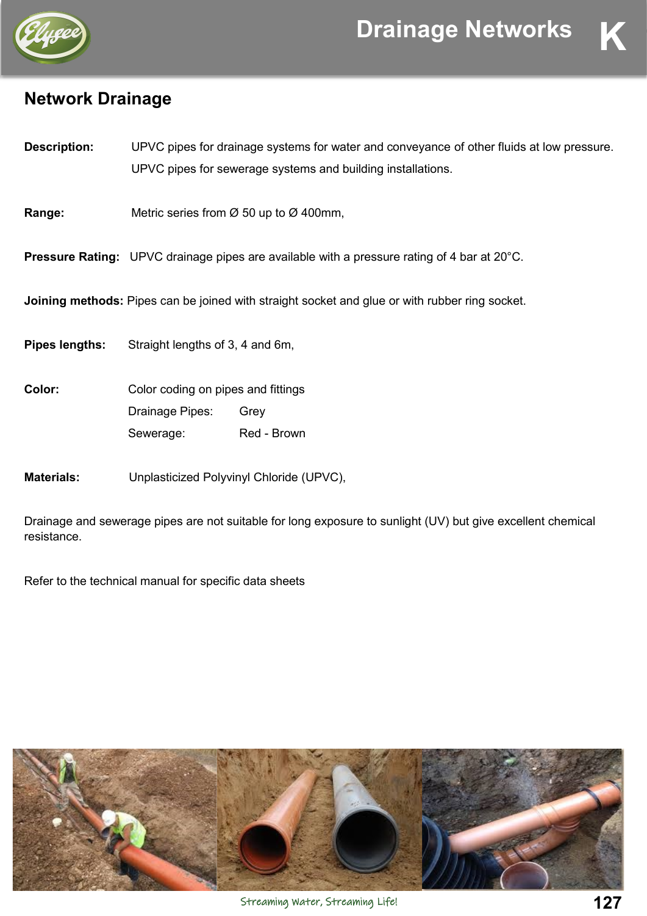# Drainage Networks

## Network Drainage

**Description:** UPVC pipes for drainage systems for water and conveyance of other fluids at low pressure.
UPVC pipes for sewerage systems and building installations.

**Range:** Metric series from Ø 50 up to Ø 400mm,

**Pressure Rating:** UPVC drainage pipes are available with a pressure rating of 4 bar at 20°C.

**Joining methods:** Pipes can be joined with straight socket and glue or with rubber ring socket.

**Pipes lengths:** Straight lengths of 3, 4 and 6m,

**Color:** Color coding on pipes and fittings

| | |
|---|---|
| Drainage Pipes: | Grey |
| Sewerage: | Red - Brown |

**Materials:** Unplasticized Polyvinyl Chloride (UPVC),

Drainage and sewerage pipes are not suitable for long exposure to sunlight (UV) but give excellent chemical resistance.

Refer to the technical manual for specific data sheets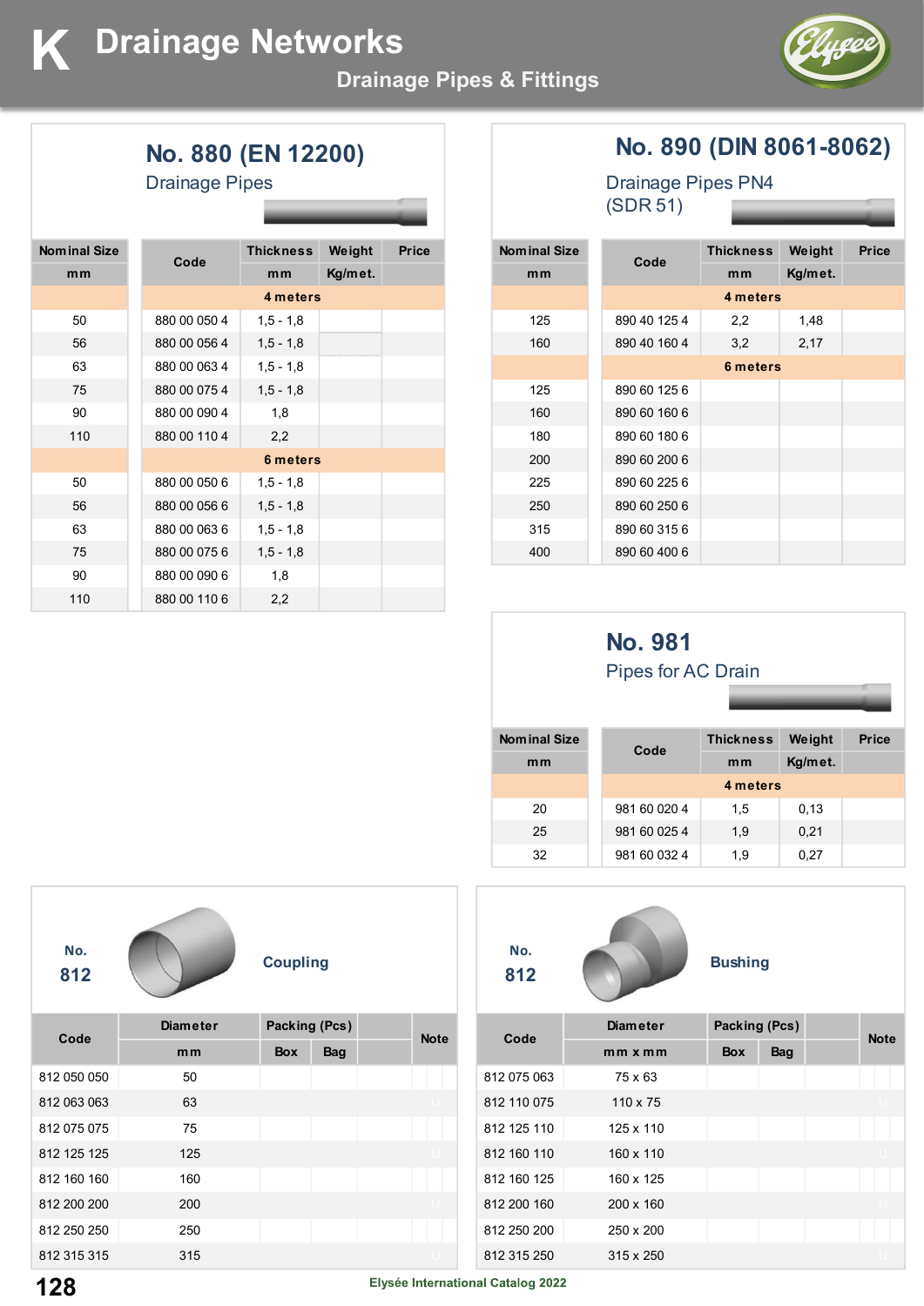# K Drainage Networks

## Drainage Pipes & Fittings

### No. 880 (EN 12200)

Drainage Pipes

| Nominal Size | Code | Thickness | Weight | Price |
|---|---|---|---|---|
| mm | | mm | Kg/met. | |
| | 4 meters | | | |
| 50 | 880 00 050 4 | 1,5 - 1,8 | | |
| 56 | 880 00 056 4 | 1,5 - 1,8 | | |
| 63 | 880 00 063 4 | 1,5 - 1,8 | | |
| 75 | 880 00 075 4 | 1,5 - 1,8 | | |
| 90 | 880 00 090 4 | 1,8 | | |
| 110 | 880 00 110 4 | 2,2 | | |
| | 6 meters | | | |
| 50 | 880 00 050 6 | 1,5 - 1,8 | | |
| 56 | 880 00 056 6 | 1,5 - 1,8 | | |
| 63 | 880 00 063 6 | 1,5 - 1,8 | | |
| 75 | 880 00 075 6 | 1,5 - 1,8 | | |
| 90 | 880 00 090 6 | 1,8 | | |
| 110 | 880 00 110 6 | 2,2 | | |

### No. 890 (DIN 8061-8062)

Drainage Pipes PN4
(SDR 51)

| Nominal Size | Code | Thickness | Weight | Price |
|---|---|---|---|---|
| mm | | mm | Kg/met. | |
| | 4 meters | | | |
| 125 | 890 40 125 4 | 2,2 | 1,48 | |
| 160 | 890 40 160 4 | 3,2 | 2,17 | |
| | 6 meters | | | |
| 125 | 890 60 125 6 | | | |
| 160 | 890 60 160 6 | | | |
| 180 | 890 60 180 6 | | | |
| 200 | 890 60 200 6 | | | |
| 225 | 890 60 225 6 | | | |
| 250 | 890 60 250 6 | | | |
| 315 | 890 60 315 6 | | | |
| 400 | 890 60 400 6 | | | |

### No. 981

Pipes for AC Drain

| Nominal Size | Code | Thickness | Weight | Price |
|---|---|---|---|---|
| mm | | mm | Kg/met. | |
| | 4 meters | | | |
| 20 | 981 60 020 4 | 1,5 | 0,13 | |
| 25 | 981 60 025 4 | 1,9 | 0,21 | |
| 32 | 981 60 032 4 | 1,9 | 0,27 | |

### No. 812 Coupling

| Code | Diameter | Packing (Pcs) | | Note |
|---|---|---|---|---|
| | mm | Box | Bag | |
| 812 050 050 | 50 | | | |
| 812 063 063 | 63 | | | |
| 812 075 075 | 75 | | | |
| 812 125 125 | 125 | | | |
| 812 160 160 | 160 | | | |
| 812 200 200 | 200 | | | |
| 812 250 250 | 250 | | | |
| 812 315 315 | 315 | | | |

### No. 812 Bushing

| Code | Diameter | Packing (Pcs) | | Note |
|---|---|---|---|---|
| | mm x mm | Box | Bag | |
| 812 075 063 | 75 x 63 | | | |
| 812 110 075 | 110 x 75 | | | |
| 812 125 110 | 125 x 110 | | | |
| 812 160 110 | 160 x 110 | | | |
| 812 160 125 | 160 x 125 | | | |
| 812 200 160 | 200 x 160 | | | |
| 812 250 200 | 250 x 200 | | | |
| 812 315 250 | 315 x 250 | | | |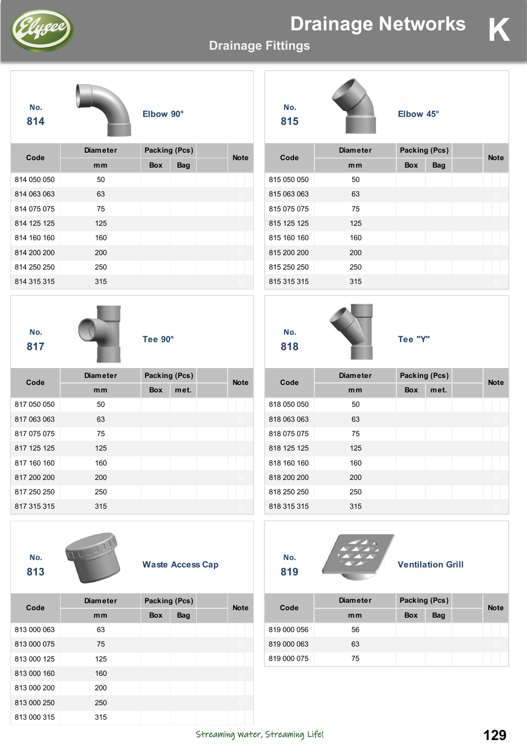# Drainage Networks

## Drainage Fittings

### No. 814 — Elbow 90°

| Code | Diameter | Packing (Pcs) | | | Note |
|---|---|---|---|---|---|
| | mm | Box | Bag | | |
| 814 050 050 | 50 | | | | |
| 814 063 063 | 63 | | | | |
| 814 075 075 | 75 | | | | |
| 814 125 125 | 125 | | | | |
| 814 160 160 | 160 | | | | |
| 814 200 200 | 200 | | | | |
| 814 250 250 | 250 | | | | |
| 814 315 315 | 315 | | | | |

### No. 815 — Elbow 45°

| Code | Diameter | Packing (Pcs) | | | Note |
|---|---|---|---|---|---|
| | mm | Box | Bag | | |
| 815 050 050 | 50 | | | | |
| 815 063 063 | 63 | | | | |
| 815 075 075 | 75 | | | | |
| 815 125 125 | 125 | | | | |
| 815 160 160 | 160 | | | | |
| 815 200 200 | 200 | | | | |
| 815 250 250 | 250 | | | | |
| 815 315 315 | 315 | | | | |

### No. 817 — Tee 90°

| Code | Diameter | Packing (Pcs) | | | Note |
|---|---|---|---|---|---|
| | mm | Box | met. | | |
| 817 050 050 | 50 | | | | |
| 817 063 063 | 63 | | | | |
| 817 075 075 | 75 | | | | |
| 817 125 125 | 125 | | | | |
| 817 160 160 | 160 | | | | |
| 817 200 200 | 200 | | | | |
| 817 250 250 | 250 | | | | |
| 817 315 315 | 315 | | | | |

### No. 818 — Tee "Y"

| Code | Diameter | Packing (Pcs) | | | Note |
|---|---|---|---|---|---|
| | mm | Box | met. | | |
| 818 050 050 | 50 | | | | |
| 818 063 063 | 63 | | | | |
| 818 075 075 | 75 | | | | |
| 818 125 125 | 125 | | | | |
| 818 160 160 | 160 | | | | |
| 818 200 200 | 200 | | | | |
| 818 250 250 | 250 | | | | |
| 818 315 315 | 315 | | | | |

### No. 813 — Waste Access Cap

| Code | Diameter | Packing (Pcs) | | | Note |
|---|---|---|---|---|---|
| | mm | Box | Bag | | |
| 813 000 063 | 63 | | | | |
| 813 000 075 | 75 | | | | |
| 813 000 125 | 125 | | | | |
| 813 000 160 | 160 | | | | |
| 813 000 200 | 200 | | | | |
| 813 000 250 | 250 | | | | |
| 813 000 315 | 315 | | | | |

### No. 819 — Ventilation Grill

| Code | Diameter | Packing (Pcs) | | | Note |
|---|---|---|---|---|---|
| | mm | Box | Bag | | |
| 819 000 056 | 56 | | | | |
| 819 000 063 | 63 | | | | |
| 819 000 075 | 75 | | | | |

Streaming Water, Streaming Life!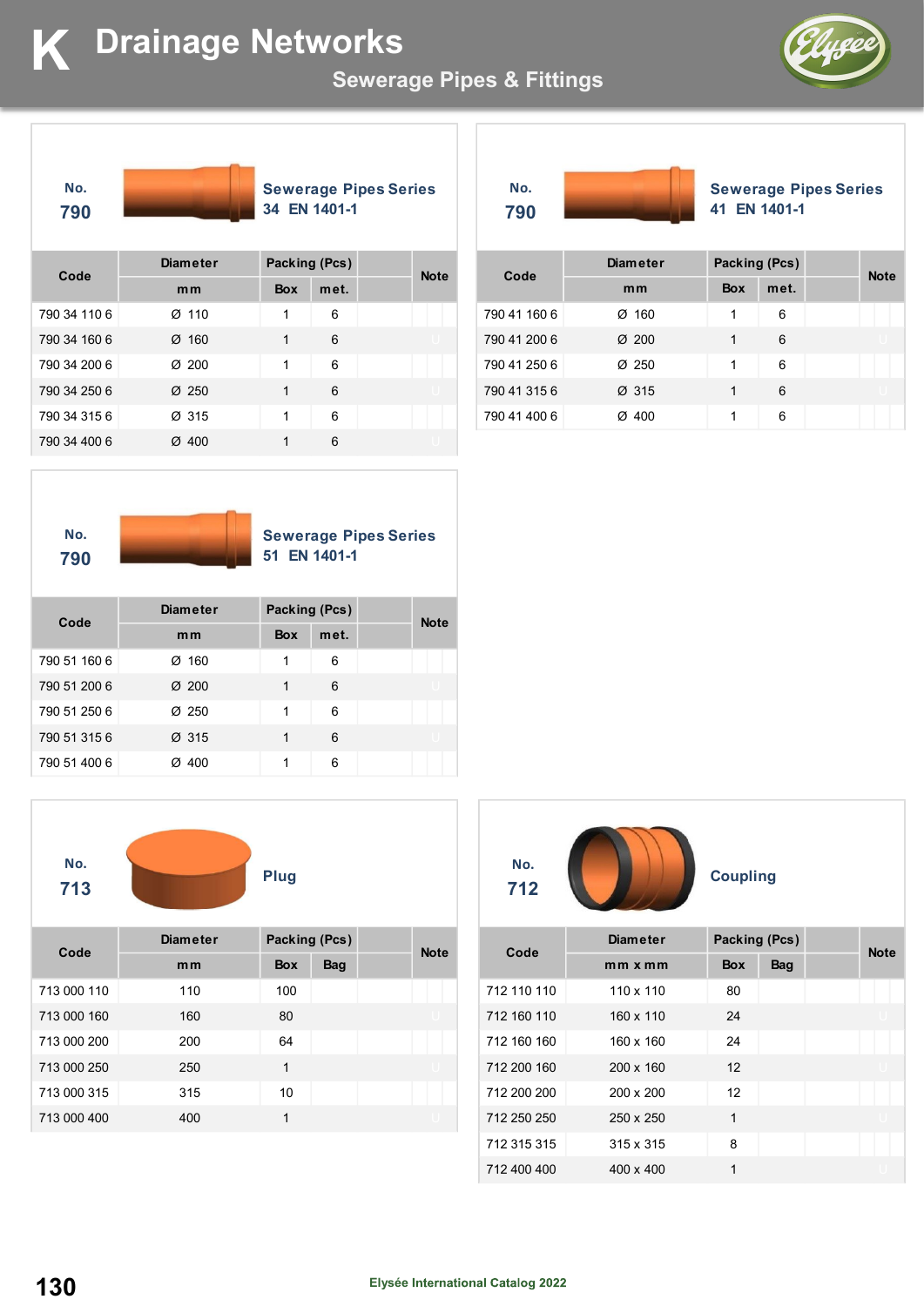# K Drainage Networks

## Sewerage Pipes & Fittings

### No. 790 — Sewerage Pipes Series 34 EN 1401-1

| Code | Diameter | Packing (Pcs) | | Note |
|---|---|---|---|---|
| | mm | Box | met. | |
| 790 34 110 6 | Ø 110 | 1 | 6 | |
| 790 34 160 6 | Ø 160 | 1 | 6 | |
| 790 34 200 6 | Ø 200 | 1 | 6 | |
| 790 34 250 6 | Ø 250 | 1 | 6 | |
| 790 34 315 6 | Ø 315 | 1 | 6 | |
| 790 34 400 6 | Ø 400 | 1 | 6 | |

### No. 790 — Sewerage Pipes Series 41 EN 1401-1

| Code | Diameter | Packing (Pcs) | | Note |
|---|---|---|---|---|
| | mm | Box | met. | |
| 790 41 160 6 | Ø 160 | 1 | 6 | |
| 790 41 200 6 | Ø 200 | 1 | 6 | |
| 790 41 250 6 | Ø 250 | 1 | 6 | |
| 790 41 315 6 | Ø 315 | 1 | 6 | |
| 790 41 400 6 | Ø 400 | 1 | 6 | |

### No. 790 — Sewerage Pipes Series 51 EN 1401-1

| Code | Diameter | Packing (Pcs) | | Note |
|---|---|---|---|---|
| | mm | Box | met. | |
| 790 51 160 6 | Ø 160 | 1 | 6 | |
| 790 51 200 6 | Ø 200 | 1 | 6 | |
| 790 51 250 6 | Ø 250 | 1 | 6 | |
| 790 51 315 6 | Ø 315 | 1 | 6 | |
| 790 51 400 6 | Ø 400 | 1 | 6 | |

### No. 713 — Plug

| Code | Diameter | Packing (Pcs) | | Note |
|---|---|---|---|---|
| | mm | Box | Bag | |
| 713 000 110 | 110 | 100 | | |
| 713 000 160 | 160 | 80 | | |
| 713 000 200 | 200 | 64 | | |
| 713 000 250 | 250 | 1 | | |
| 713 000 315 | 315 | 10 | | |
| 713 000 400 | 400 | 1 | | |

### No. 712 — Coupling

| Code | Diameter | Packing (Pcs) | | Note |
|---|---|---|---|---|
| | mm x mm | Box | Bag | |
| 712 110 110 | 110 x 110 | 80 | | |
| 712 160 110 | 160 x 110 | 24 | | |
| 712 160 160 | 160 x 160 | 24 | | |
| 712 200 160 | 200 x 160 | 12 | | |
| 712 200 200 | 200 x 200 | 12 | | |
| 712 250 250 | 250 x 250 | 1 | | |
| 712 315 315 | 315 x 315 | 8 | | |
| 712 400 400 | 400 x 400 | 1 | | |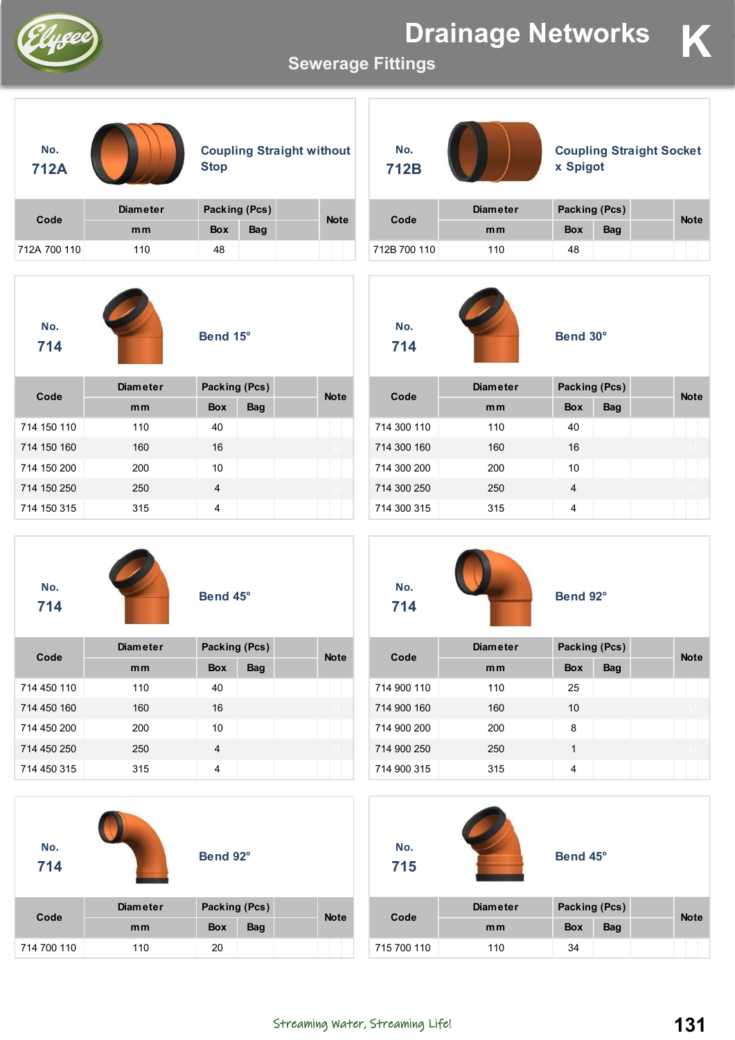# Drainage Networks

## Sewerage Fittings

### No. 712A — Coupling Straight without Stop

| Code | Diameter | Packing (Pcs) | | Note |
|---|---|---|---|---|
| | mm | Box | Bag | |
| 712A 700 110 | 110 | 48 | | |

### No. 712B — Coupling Straight Socket x Spigot

| Code | Diameter | Packing (Pcs) | | Note |
|---|---|---|---|---|
| | mm | Box | Bag | |
| 712B 700 110 | 110 | 48 | | |

### No. 714 — Bend 15°

| Code | Diameter | Packing (Pcs) | | Note |
|---|---|---|---|---|
| | mm | Box | Bag | |
| 714 150 110 | 110 | 40 | | |
| 714 150 160 | 160 | 16 | | |
| 714 150 200 | 200 | 10 | | |
| 714 150 250 | 250 | 4 | | |
| 714 150 315 | 315 | 4 | | |

### No. 714 — Bend 30°

| Code | Diameter | Packing (Pcs) | | Note |
|---|---|---|---|---|
| | mm | Box | Bag | |
| 714 300 110 | 110 | 40 | | |
| 714 300 160 | 160 | 16 | | |
| 714 300 200 | 200 | 10 | | |
| 714 300 250 | 250 | 4 | | |
| 714 300 315 | 315 | 4 | | |

### No. 714 — Bend 45°

| Code | Diameter | Packing (Pcs) | | Note |
|---|---|---|---|---|
| | mm | Box | Bag | |
| 714 450 110 | 110 | 40 | | |
| 714 450 160 | 160 | 16 | | |
| 714 450 200 | 200 | 10 | | |
| 714 450 250 | 250 | 4 | | |
| 714 450 315 | 315 | 4 | | |

### No. 714 — Bend 92°

| Code | Diameter | Packing (Pcs) | | Note |
|---|---|---|---|---|
| | mm | Box | Bag | |
| 714 900 110 | 110 | 25 | | |
| 714 900 160 | 160 | 10 | | |
| 714 900 200 | 200 | 8 | | |
| 714 900 250 | 250 | 1 | | |
| 714 900 315 | 315 | 4 | | |

### No. 714 — Bend 92°

| Code | Diameter | Packing (Pcs) | | Note |
|---|---|---|---|---|
| | mm | Box | Bag | |
| 714 700 110 | 110 | 20 | | |

### No. 715 — Bend 45°

| Code | Diameter | Packing (Pcs) | | Note |
|---|---|---|---|---|
| | mm | Box | Bag | |
| 715 700 110 | 110 | 34 | | |

Streaming Water, Streaming Life!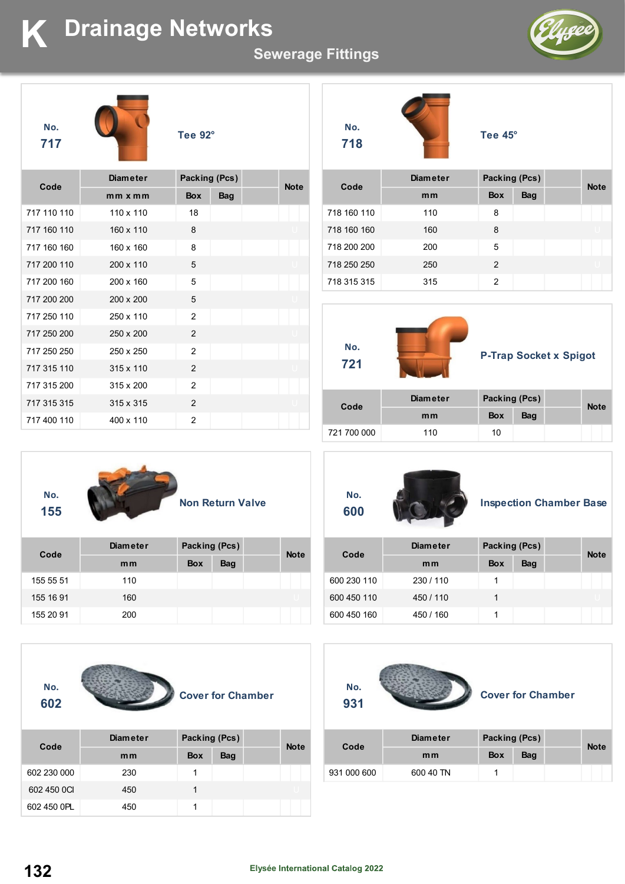# K Drainage Networks

## Sewerage Fittings

### No. 717 — Tee 92°

| Code | Diameter | Packing (Pcs) | | Note |
|---|---|---|---|---|
| | mm x mm | Box | Bag | |
| 717 110 110 | 110 x 110 | 18 | | |
| 717 160 110 | 160 x 110 | 8 | | |
| 717 160 160 | 160 x 160 | 8 | | |
| 717 200 110 | 200 x 110 | 5 | | |
| 717 200 160 | 200 x 160 | 5 | | |
| 717 200 200 | 200 x 200 | 5 | | |
| 717 250 110 | 250 x 110 | 2 | | |
| 717 250 200 | 250 x 200 | 2 | | |
| 717 250 250 | 250 x 250 | 2 | | |
| 717 315 110 | 315 x 110 | 2 | | |
| 717 315 200 | 315 x 200 | 2 | | |
| 717 315 315 | 315 x 315 | 2 | | |
| 717 400 110 | 400 x 110 | 2 | | |

### No. 718 — Tee 45°

| Code | Diameter | Packing (Pcs) | | Note |
|---|---|---|---|---|
| | mm | Box | Bag | |
| 718 160 110 | 110 | 8 | | |
| 718 160 160 | 160 | 8 | | |
| 718 200 200 | 200 | 5 | | |
| 718 250 250 | 250 | 2 | | |
| 718 315 315 | 315 | 2 | | |

### No. 721 — P-Trap Socket x Spigot

| Code | Diameter | Packing (Pcs) | | Note |
|---|---|---|---|---|
| | mm | Box | Bag | |
| 721 700 000 | 110 | 10 | | |

### No. 155 — Non Return Valve

| Code | Diameter | Packing (Pcs) | | Note |
|---|---|---|---|---|
| | mm | Box | Bag | |
| 155 55 51 | 110 | | | |
| 155 16 91 | 160 | | | |
| 155 20 91 | 200 | | | |

### No. 600 — Inspection Chamber Base

| Code | Diameter | Packing (Pcs) | | Note |
|---|---|---|---|---|
| | mm | Box | Bag | |
| 600 230 110 | 230 / 110 | 1 | | |
| 600 450 110 | 450 / 110 | 1 | | |
| 600 450 160 | 450 / 160 | 1 | | |

### No. 602 — Cover for Chamber

| Code | Diameter | Packing (Pcs) | | Note |
|---|---|---|---|---|
| | mm | Box | Bag | |
| 602 230 000 | 230 | 1 | | |
| 602 450 0CI | 450 | 1 | | |
| 602 450 0PL | 450 | 1 | | |

### No. 931 — Cover for Chamber

| Code | Diameter | Packing (Pcs) | | Note |
|---|---|---|---|---|
| | mm | Box | Bag | |
| 931 000 600 | 600 40 TN | 1 | | |

Elysée International Catalog 2022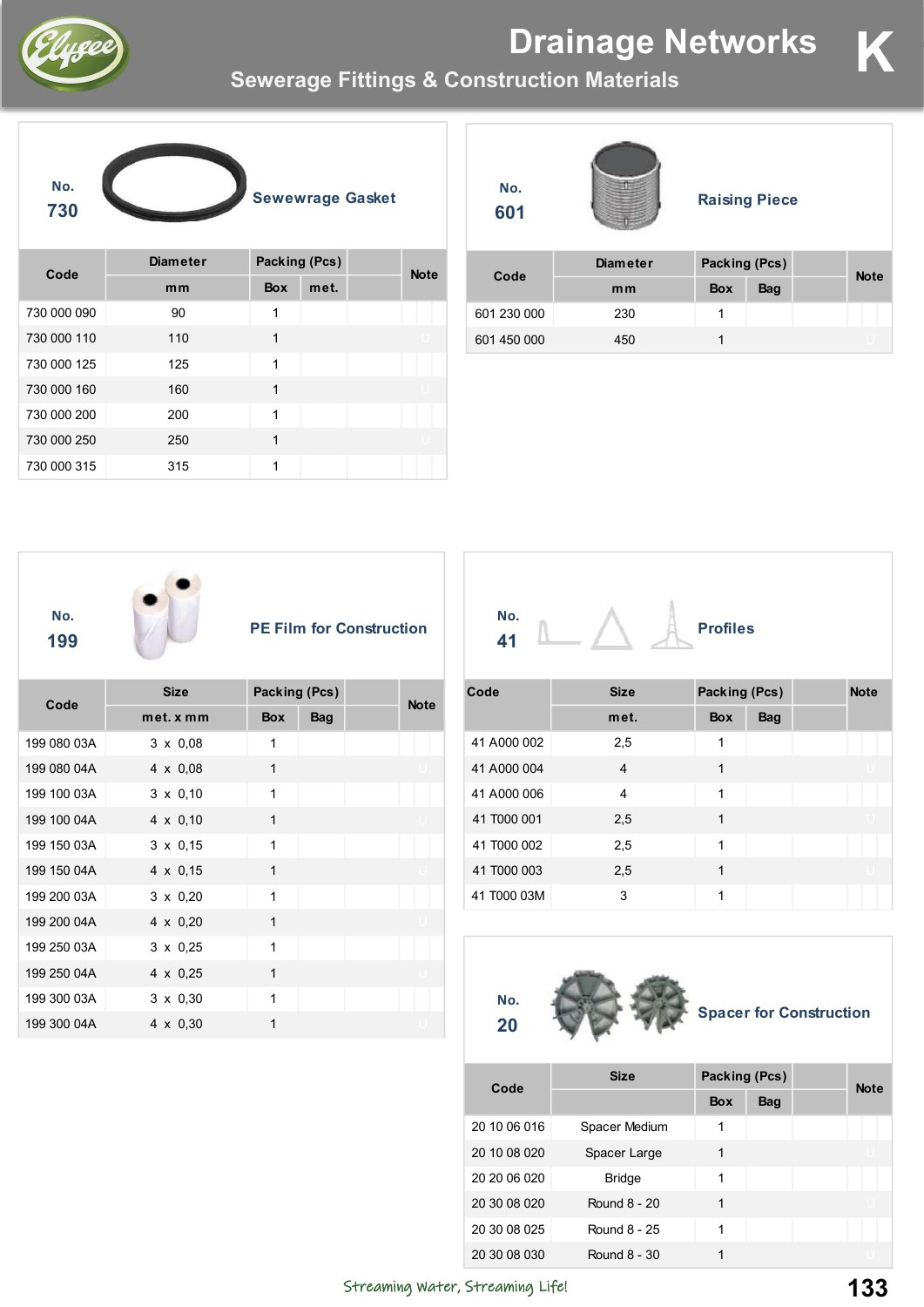# Drainage Networks

## Sewerage Fittings & Construction Materials

K

### No. 730 — Sewewrage Gasket

| Code | Diameter | Packing (Pcs) | | | Note |
|---|---|---|---|---|---|
| | mm | Box | met. | | |
| 730 000 090 | 90 | 1 | | | |
| 730 000 110 | 110 | 1 | | | |
| 730 000 125 | 125 | 1 | | | |
| 730 000 160 | 160 | 1 | | | |
| 730 000 200 | 200 | 1 | | | |
| 730 000 250 | 250 | 1 | | | |
| 730 000 315 | 315 | 1 | | | |

### No. 601 — Raising Piece

| Code | Diameter | Packing (Pcs) | | | Note |
|---|---|---|---|---|---|
| | mm | Box | Bag | | |
| 601 230 000 | 230 | 1 | | | |
| 601 450 000 | 450 | 1 | | | |

### No. 199 — PE Film for Construction

| Code | Size | Packing (Pcs) | | | Note |
|---|---|---|---|---|---|
| | met. x mm | Box | Bag | | |
| 199 080 03A | 3 x 0,08 | 1 | | | |
| 199 080 04A | 4 x 0,08 | 1 | | | |
| 199 100 03A | 3 x 0,10 | 1 | | | |
| 199 100 04A | 4 x 0,10 | 1 | | | |
| 199 150 03A | 3 x 0,15 | 1 | | | |
| 199 150 04A | 4 x 0,15 | 1 | | | |
| 199 200 03A | 3 x 0,20 | 1 | | | |
| 199 200 04A | 4 x 0,20 | 1 | | | |
| 199 250 03A | 3 x 0,25 | 1 | | | |
| 199 250 04A | 4 x 0,25 | 1 | | | |
| 199 300 03A | 3 x 0,30 | 1 | | | |
| 199 300 04A | 4 x 0,30 | 1 | | | |

### No. 41 — Profiles

| Code | Size | Packing (Pcs) | | | Note |
|---|---|---|---|---|---|
| | met. | Box | Bag | | |
| 41 A000 002 | 2,5 | 1 | | | |
| 41 A000 004 | 4 | 1 | | | |
| 41 A000 006 | 4 | 1 | | | |
| 41 T000 001 | 2,5 | 1 | | | |
| 41 T000 002 | 2,5 | 1 | | | |
| 41 T000 003 | 2,5 | 1 | | | |
| 41 T000 03M | 3 | 1 | | | |

### No. 20 — Spacer for Construction

| Code | Size | Packing (Pcs) | | | Note |
|---|---|---|---|---|---|
| | | Box | Bag | | |
| 20 10 06 016 | Spacer Medium | 1 | | | |
| 20 10 08 020 | Spacer Large | 1 | | | |
| 20 20 06 020 | Bridge | 1 | | | |
| 20 30 08 020 | Round 8 - 20 | 1 | | | |
| 20 30 08 025 | Round 8 - 25 | 1 | | | |
| 20 30 08 030 | Round 8 - 30 | 1 | | | |

Streaming Water, Streaming Life!